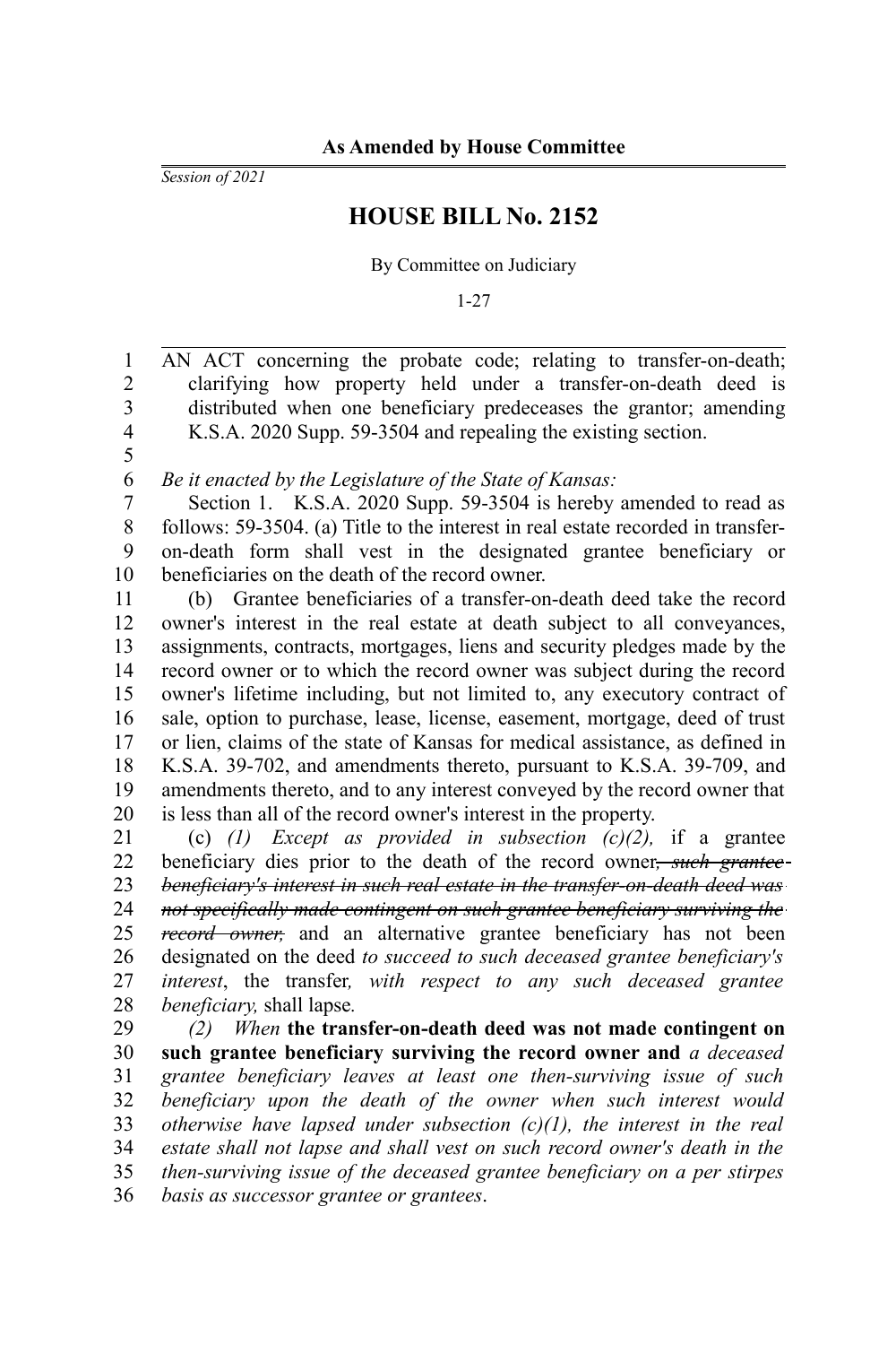**As Amended by House Committee**

*Session of 2021*

# HOUSE BILL No. 2152

By Committee on Judiciary

1-27

AN ACT concerning the probate code; relating to transfer-on-death; clarifying how property held under a transfer-on-death deed is distributed when one beneficiary predeceases the grantor; amending K.S.A. 2020 Supp. 59-3504 and repealing the existing section.

*Be it enacted by the Legislature of the State of Kansas:*

Section 1. K.S.A. 2020 Supp. 59-3504 is hereby amended to read as follows: 59-3504. (a) Title to the interest in real estate recorded in transfer-on-death form shall vest in the designated grantee beneficiary or beneficiaries on the death of the record owner.

(b) Grantee beneficiaries of a transfer-on-death deed take the record owner's interest in the real estate at death subject to all conveyances, assignments, contracts, mortgages, liens and security pledges made by the record owner or to which the record owner was subject during the record owner's lifetime including, but not limited to, any executory contract of sale, option to purchase, lease, license, easement, mortgage, deed of trust or lien, claims of the state of Kansas for medical assistance, as defined in K.S.A. 39-702, and amendments thereto, pursuant to K.S.A. 39-709, and amendments thereto, and to any interest conveyed by the record owner that is less than all of the record owner's interest in the property.

(c) *(1) Except as provided in subsection (c)(2),* if a grantee beneficiary dies prior to the death of the record owner~~, *such grantee beneficiary's interest in such real estate in the transfer-on-death deed was not specifically made contingent on such grantee beneficiary surviving the record owner,*~~ and an alternative grantee beneficiary has not been designated on the deed *to succeed to such deceased grantee beneficiary's interest*, the transfer*, with respect to any such deceased grantee beneficiary,* shall lapse.

*(2) When* **the transfer-on-death deed was not made contingent on such grantee beneficiary surviving the record owner and** *a deceased grantee beneficiary leaves at least one then-surviving issue of such beneficiary upon the death of the owner when such interest would otherwise have lapsed under subsection (c)(1), the interest in the real estate shall not lapse and shall vest on such record owner's death in the then-surviving issue of the deceased grantee beneficiary on a per stirpes basis as successor grantee or grantees*.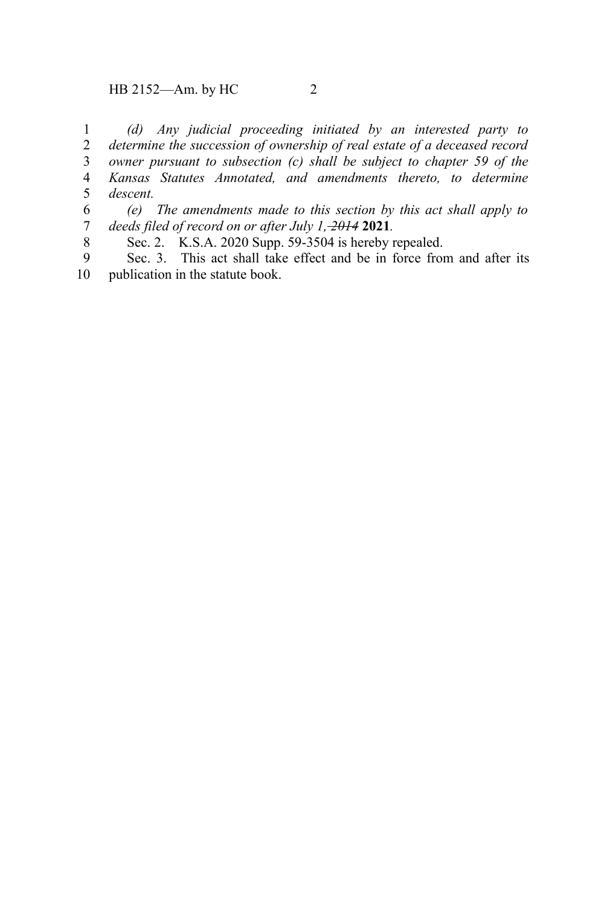*(d) Any judicial proceeding initiated by an interested party to determine the succession of ownership of real estate of a deceased record owner pursuant to subsection (c) shall be subject to chapter 59 of the Kansas Statutes Annotated, and amendments thereto, to determine descent.*

*(e) The amendments made to this section by this act shall apply to deeds filed of record on or after July 1, ~~2014~~* **2021**.

Sec. 2. K.S.A. 2020 Supp. 59-3504 is hereby repealed.

Sec. 3. This act shall take effect and be in force from and after its publication in the statute book.